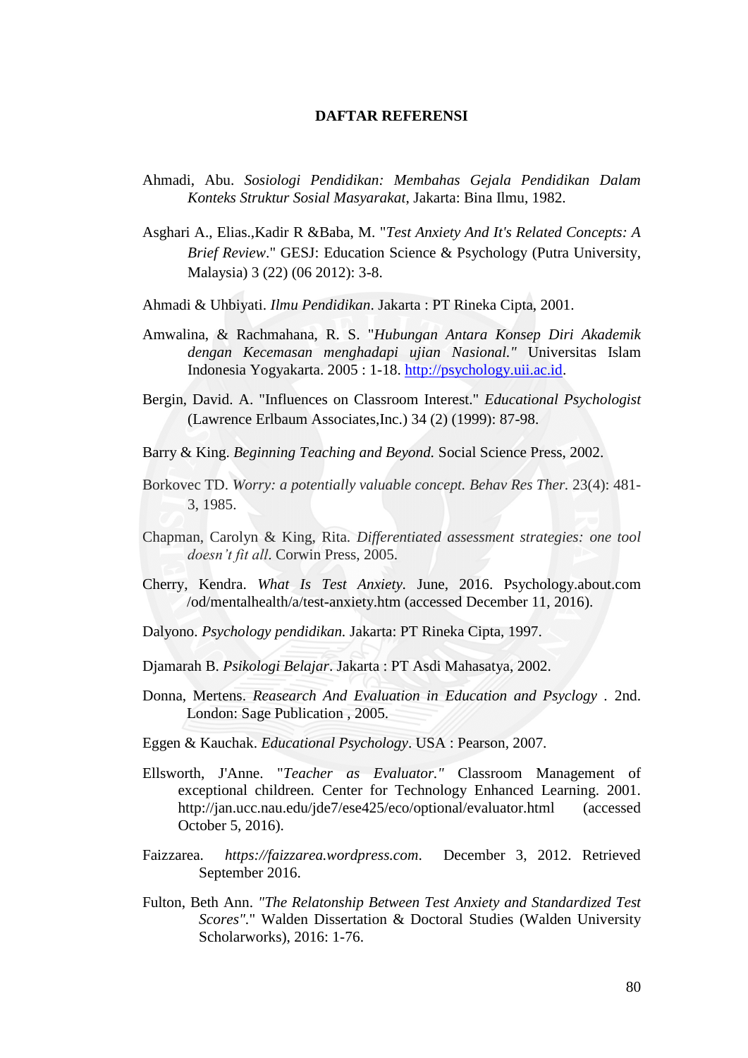# DAFTAR REFERENSI

Ahmadi, Abu. *Sosiologi Pendidikan: Membahas Gejala Pendidikan Dalam Konteks Struktur Sosial Masyarakat*, Jakarta: Bina Ilmu, 1982.

Asghari A., Elias.,Kadir R &Baba, M. "*Test Anxiety And It's Related Concepts: A Brief Review*." GESJ: Education Science & Psychology (Putra University, Malaysia) 3 (22) (06 2012): 3-8.

Ahmadi & Uhbiyati. *Ilmu Pendidikan*. Jakarta : PT Rineka Cipta, 2001.

Amwalina, & Rachmahana, R. S. "*Hubungan Antara Konsep Diri Akademik dengan Kecemasan menghadapi ujian Nasional."* Universitas Islam Indonesia Yogyakarta. 2005 : 1-18. http://psychology.uii.ac.id.

Bergin, David. A. "Influences on Classroom Interest." *Educational Psychologist* (Lawrence Erlbaum Associates,Inc.) 34 (2) (1999): 87-98.

Barry & King. *Beginning Teaching and Beyond.* Social Science Press, 2002.

Borkovec TD. *Worry: a potentially valuable concept. Behav Res Ther.* 23(4): 481-3, 1985.

Chapman, Carolyn & King, Rita. *Differentiated assessment strategies: one tool doesn't fit all*. Corwin Press, 2005.

Cherry, Kendra. *What Is Test Anxiety.* June, 2016. Psychology.about.com /od/mentalhealth/a/test-anxiety.htm (accessed December 11, 2016).

Dalyono. *Psychology pendidikan.* Jakarta: PT Rineka Cipta, 1997.

Djamarah B. *Psikologi Belajar*. Jakarta : PT Asdi Mahasatya, 2002.

Donna, Mertens. *Reasearch And Evaluation in Education and Psyclogy* . 2nd. London: Sage Publication , 2005.

Eggen & Kauchak. *Educational Psychology*. USA : Pearson, 2007.

Ellsworth, J'Anne. "*Teacher as Evaluator."* Classroom Management of exceptional children*.* Center for Technology Enhanced Learning. 2001. http://jan.ucc.nau.edu/jde7/ese425/eco/optional/evaluator.html (accessed October 5, 2016).

Faizzarea. *https://faizzarea.wordpress.com*. December 3, 2012. Retrieved September 2016.

Fulton, Beth Ann. *"The Relatonship Between Test Anxiety and Standardized Test Scores"*." Walden Dissertation & Doctoral Studies (Walden University Scholarworks), 2016: 1-76.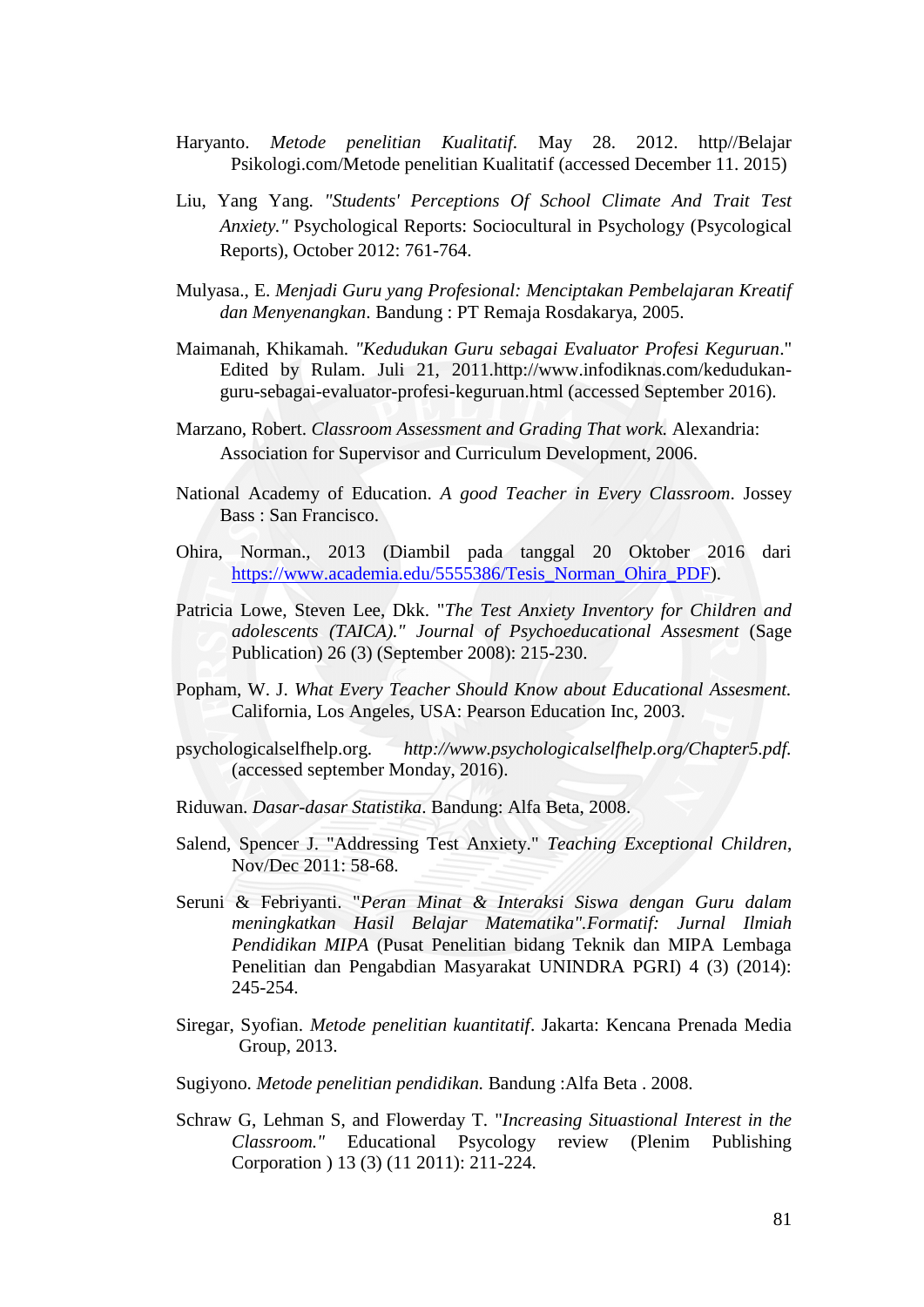Haryanto. *Metode penelitian Kualitatif.* May 28. 2012. http//Belajar Psikologi.com/Metode penelitian Kualitatif (accessed December 11. 2015)

Liu, Yang Yang. *"Students' Perceptions Of School Climate And Trait Test Anxiety."* Psychological Reports: Sociocultural in Psychology (Psycological Reports), October 2012: 761-764.

Mulyasa., E. *Menjadi Guru yang Profesional: Menciptakan Pembelajaran Kreatif dan Menyenangkan*. Bandung : PT Remaja Rosdakarya, 2005.

Maimanah, Khikamah. *"Kedudukan Guru sebagai Evaluator Profesi Keguruan*." Edited by Rulam. Juli 21, 2011.http://www.infodiknas.com/kedudukan-guru-sebagai-evaluator-profesi-keguruan.html (accessed September 2016).

Marzano, Robert. *Classroom Assessment and Grading That work.* Alexandria: Association for Supervisor and Curriculum Development, 2006.

National Academy of Education. *A good Teacher in Every Classroom*. Jossey Bass : San Francisco.

Ohira, Norman., 2013 (Diambil pada tanggal 20 Oktober 2016 dari https://www.academia.edu/5555386/Tesis_Norman_Ohira_PDF).

Patricia Lowe, Steven Lee, Dkk. "*The Test Anxiety Inventory for Children and adolescents (TAICA)." Journal of Psychoeducational Assesment* (Sage Publication) 26 (3) (September 2008): 215-230.

Popham, W. J. *What Every Teacher Should Know about Educational Assesment.* California, Los Angeles, USA: Pearson Education Inc, 2003.

psychologicalselfhelp.org. *http://www.psychologicalselfhelp.org/Chapter5.pdf.* (accessed september Monday, 2016).

Riduwan. *Dasar-dasar Statistika*. Bandung: Alfa Beta, 2008.

Salend, Spencer J. "Addressing Test Anxiety." *Teaching Exceptional Children*, Nov/Dec 2011: 58-68.

Seruni & Febriyanti. "*Peran Minat & Interaksi Siswa dengan Guru dalam meningkatkan Hasil Belajar Matematika".Formatif: Jurnal Ilmiah Pendidikan MIPA* (Pusat Penelitian bidang Teknik dan MIPA Lembaga Penelitian dan Pengabdian Masyarakat UNINDRA PGRI) 4 (3) (2014): 245-254.

Siregar, Syofian. *Metode penelitian kuantitatif*. Jakarta: Kencana Prenada Media Group, 2013.

Sugiyono. *Metode penelitian pendidikan.* Bandung :Alfa Beta . 2008.

Schraw G, Lehman S, and Flowerday T. "*Increasing Situastional Interest in the Classroom."* Educational Psycology review (Plenim Publishing Corporation ) 13 (3) (11 2011): 211-224.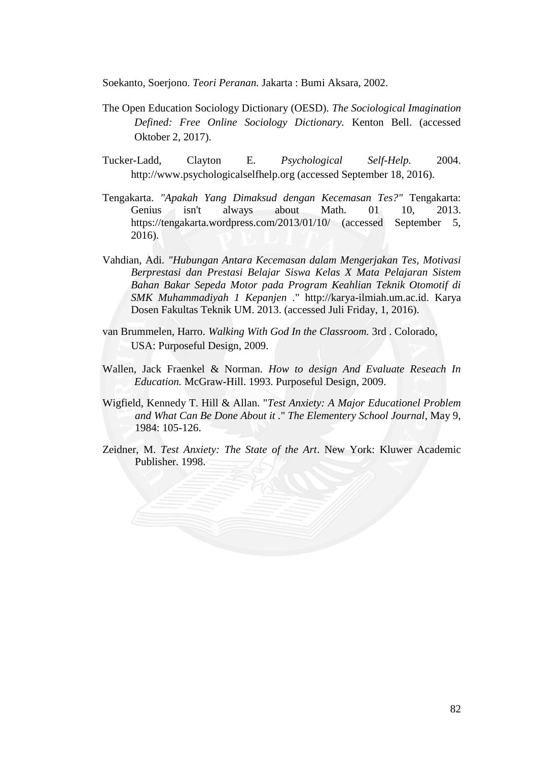Soekanto, Soerjono. *Teori Peranan.* Jakarta : Bumi Aksara, 2002.

The Open Education Sociology Dictionary (OESD). *The Sociological Imagination Defined: Free Online Sociology Dictionary.* Kenton Bell. (accessed Oktober 2, 2017).

Tucker-Ladd, Clayton E. *Psychological Self-Help.* 2004. http://www.psychologicalselfhelp.org (accessed September 18, 2016).

Tengakarta. *"Apakah Yang Dimaksud dengan Kecemasan Tes?"* Tengakarta: Genius isn't always about Math. 01 10, 2013. https://tengakarta.wordpress.com/2013/01/10/ (accessed September 5, 2016).

Vahdian, Adi. *"Hubungan Antara Kecemasan dalam Mengerjakan Tes, Motivasi Berprestasi dan Prestasi Belajar Siswa Kelas X Mata Pelajaran Sistem Bahan Bakar Sepeda Motor pada Program Keahlian Teknik Otomotif di SMK Muhammadiyah 1 Kepanjen* ." http://karya-ilmiah.um.ac.id. Karya Dosen Fakultas Teknik UM. 2013. (accessed Juli Friday, 1, 2016).

van Brummelen, Harro. *Walking With God In the Classroom.* 3rd . Colorado, USA: Purposeful Design, 2009.

Wallen, Jack Fraenkel & Norman. *How to design And Evaluate Reseach In Education.* McGraw-Hill. 1993. Purposeful Design, 2009.

Wigfield, Kennedy T. Hill & Allan. "*Test Anxiety: A Major Educationel Problem and What Can Be Done About it* ." *The Elementery School Journal*, May 9, 1984: 105-126.

Zeidner, M. *Test Anxiety: The State of the Art*. New York: Kluwer Academic Publisher. 1998.